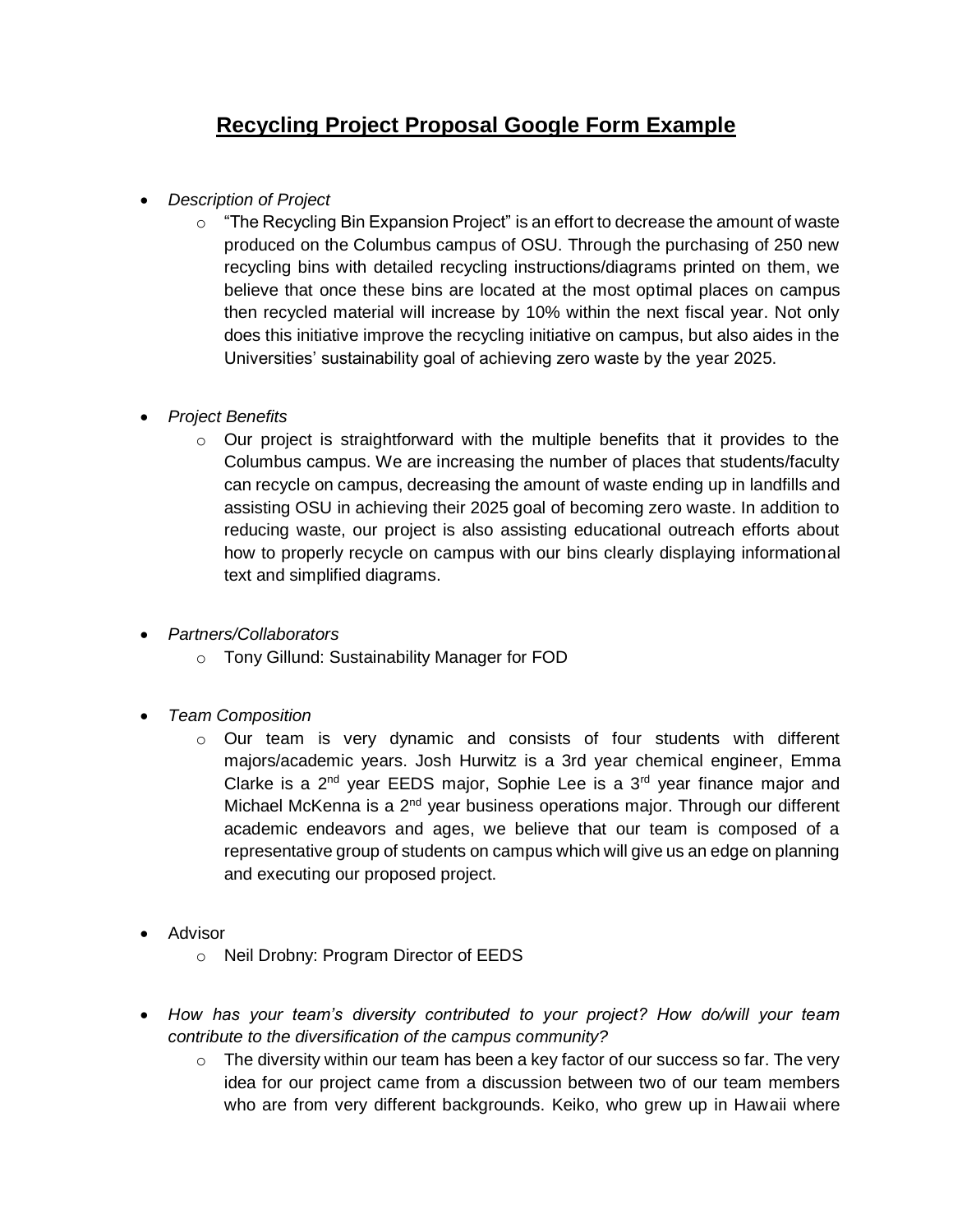# **Recycling Project Proposal Google Form Example**

- *Description of Project*
  - "The Recycling Bin Expansion Project" is an effort to decrease the amount of waste produced on the Columbus campus of OSU. Through the purchasing of 250 new recycling bins with detailed recycling instructions/diagrams printed on them, we believe that once these bins are located at the most optimal places on campus then recycled material will increase by 10% within the next fiscal year. Not only does this initiative improve the recycling initiative on campus, but also aides in the Universities' sustainability goal of achieving zero waste by the year 2025.

- *Project Benefits*
  - Our project is straightforward with the multiple benefits that it provides to the Columbus campus. We are increasing the number of places that students/faculty can recycle on campus, decreasing the amount of waste ending up in landfills and assisting OSU in achieving their 2025 goal of becoming zero waste. In addition to reducing waste, our project is also assisting educational outreach efforts about how to properly recycle on campus with our bins clearly displaying informational text and simplified diagrams.

- *Partners/Collaborators*
  - Tony Gillund: Sustainability Manager for FOD

- *Team Composition*
  - Our team is very dynamic and consists of four students with different majors/academic years. Josh Hurwitz is a 3rd year chemical engineer, Emma Clarke is a 2nd year EEDS major, Sophie Lee is a 3rd year finance major and Michael McKenna is a 2nd year business operations major. Through our different academic endeavors and ages, we believe that our team is composed of a representative group of students on campus which will give us an edge on planning and executing our proposed project.

- Advisor
  - Neil Drobny: Program Director of EEDS

- *How has your team's diversity contributed to your project? How do/will your team contribute to the diversification of the campus community?*
  - The diversity within our team has been a key factor of our success so far. The very idea for our project came from a discussion between two of our team members who are from very different backgrounds. Keiko, who grew up in Hawaii where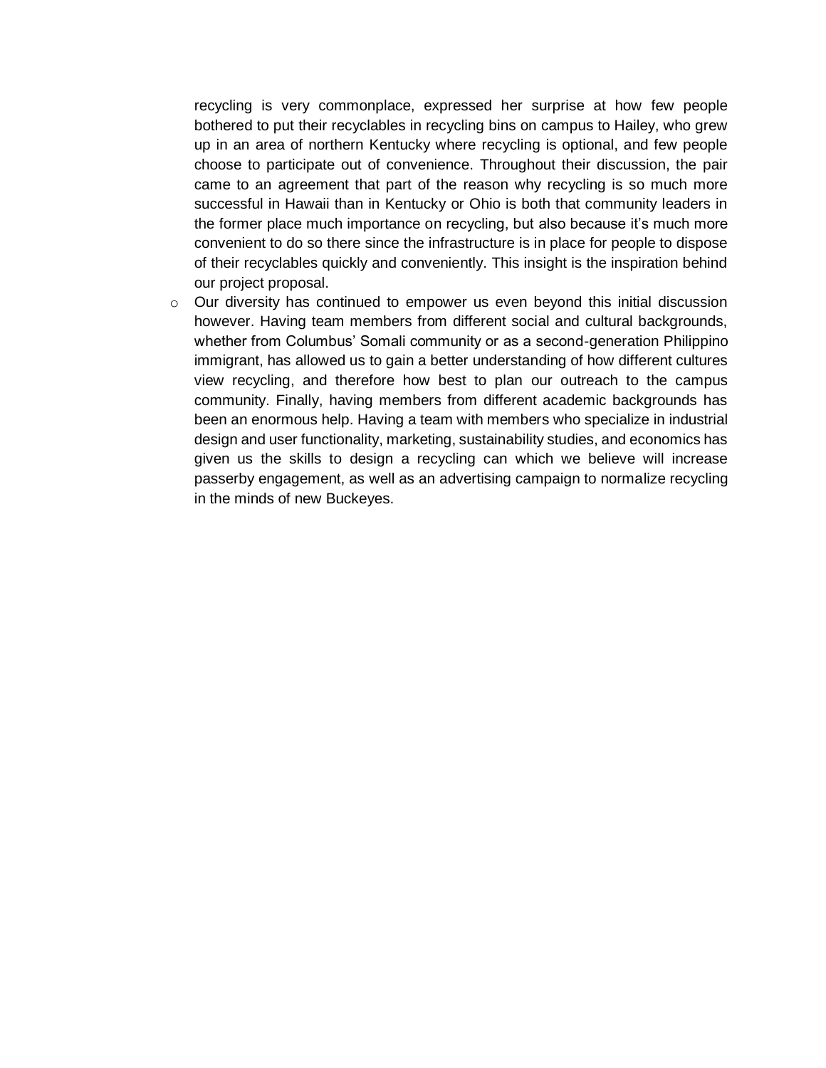recycling is very commonplace, expressed her surprise at how few people bothered to put their recyclables in recycling bins on campus to Hailey, who grew up in an area of northern Kentucky where recycling is optional, and few people choose to participate out of convenience. Throughout their discussion, the pair came to an agreement that part of the reason why recycling is so much more successful in Hawaii than in Kentucky or Ohio is both that community leaders in the former place much importance on recycling, but also because it's much more convenient to do so there since the infrastructure is in place for people to dispose of their recyclables quickly and conveniently. This insight is the inspiration behind our project proposal.

- Our diversity has continued to empower us even beyond this initial discussion however. Having team members from different social and cultural backgrounds, whether from Columbus' Somali community or as a second-generation Philippino immigrant, has allowed us to gain a better understanding of how different cultures view recycling, and therefore how best to plan our outreach to the campus community. Finally, having members from different academic backgrounds has been an enormous help. Having a team with members who specialize in industrial design and user functionality, marketing, sustainability studies, and economics has given us the skills to design a recycling can which we believe will increase passerby engagement, as well as an advertising campaign to normalize recycling in the minds of new Buckeyes.